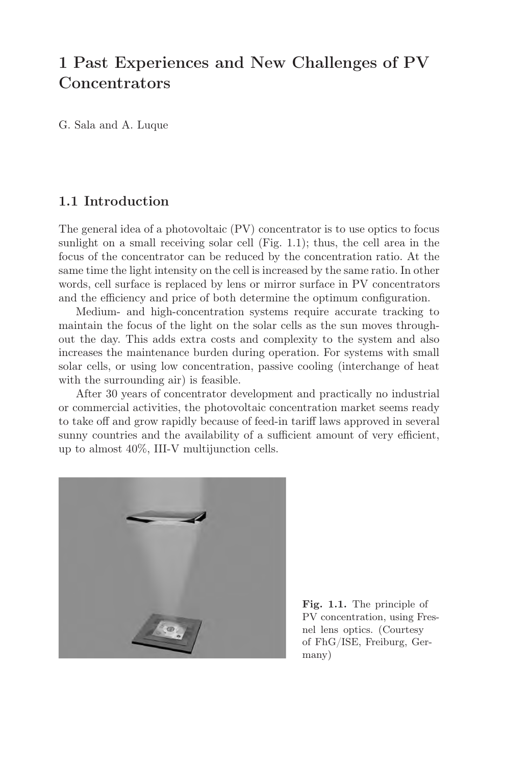# 1 Past Experiences and New Challenges of PV Concentrators

G. Sala and A. Luque

## 1.1 Introduction

The general idea of a photovoltaic (PV) concentrator is to use optics to focus sunlight on a small receiving solar cell (Fig. 1.1); thus, the cell area in the focus of the concentrator can be reduced by the concentration ratio. At the same time the light intensity on the cell is increased by the same ratio. In other words, cell surface is replaced by lens or mirror surface in PV concentrators and the efficiency and price of both determine the optimum configuration.

Medium- and high-concentration systems require accurate tracking to maintain the focus of the light on the solar cells as the sun moves throughout the day. This adds extra costs and complexity to the system and also increases the maintenance burden during operation. For systems with small solar cells, or using low concentration, passive cooling (interchange of heat with the surrounding air) is feasible.

After 30 years of concentrator development and practically no industrial or commercial activities, the photovoltaic concentration market seems ready to take off and grow rapidly because of feed-in tariff laws approved in several sunny countries and the availability of a sufficient amount of very efficient, up to almost 40%, III-V multijunction cells.

**Fig. 1.1.** The principle of PV concentration, using Fresnel lens optics. (Courtesy of FhG/ISE, Freiburg, Germany)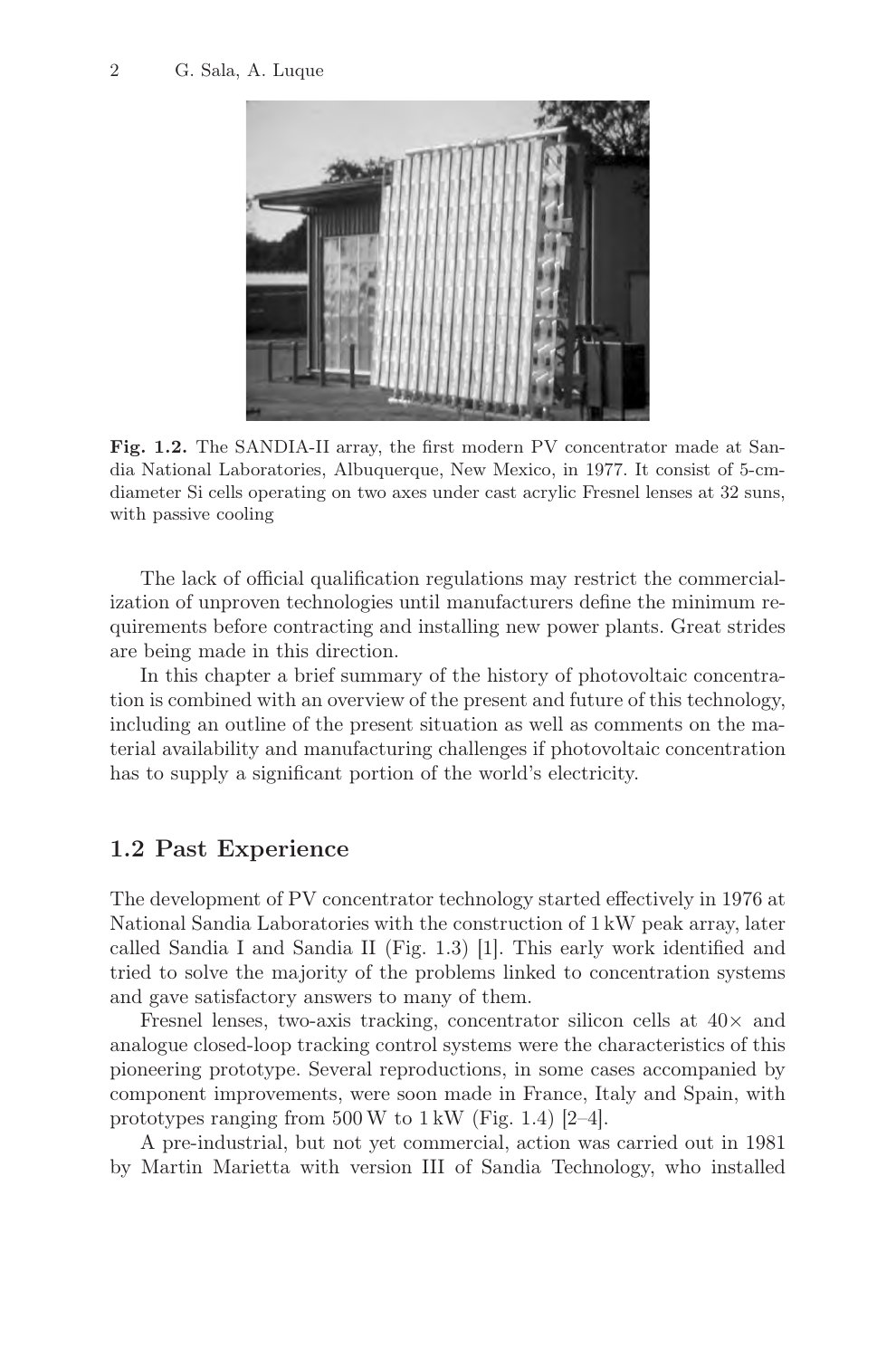Fig. 1.2. The SANDIA-II array, the first modern PV concentrator made at Sandia National Laboratories, Albuquerque, New Mexico, in 1977. It consist of 5-cm-diameter Si cells operating on two axes under cast acrylic Fresnel lenses at 32 suns, with passive cooling

The lack of official qualification regulations may restrict the commercialization of unproven technologies until manufacturers define the minimum requirements before contracting and installing new power plants. Great strides are being made in this direction.

In this chapter a brief summary of the history of photovoltaic concentration is combined with an overview of the present and future of this technology, including an outline of the present situation as well as comments on the material availability and manufacturing challenges if photovoltaic concentration has to supply a significant portion of the world's electricity.

## 1.2 Past Experience

The development of PV concentrator technology started effectively in 1976 at National Sandia Laboratories with the construction of 1 kW peak array, later called Sandia I and Sandia II (Fig. 1.3) [1]. This early work identified and tried to solve the majority of the problems linked to concentration systems and gave satisfactory answers to many of them.

Fresnel lenses, two-axis tracking, concentrator silicon cells at 40× and analogue closed-loop tracking control systems were the characteristics of this pioneering prototype. Several reproductions, in some cases accompanied by component improvements, were soon made in France, Italy and Spain, with prototypes ranging from 500 W to 1 kW (Fig. 1.4) [2–4].

A pre-industrial, but not yet commercial, action was carried out in 1981 by Martin Marietta with version III of Sandia Technology, who installed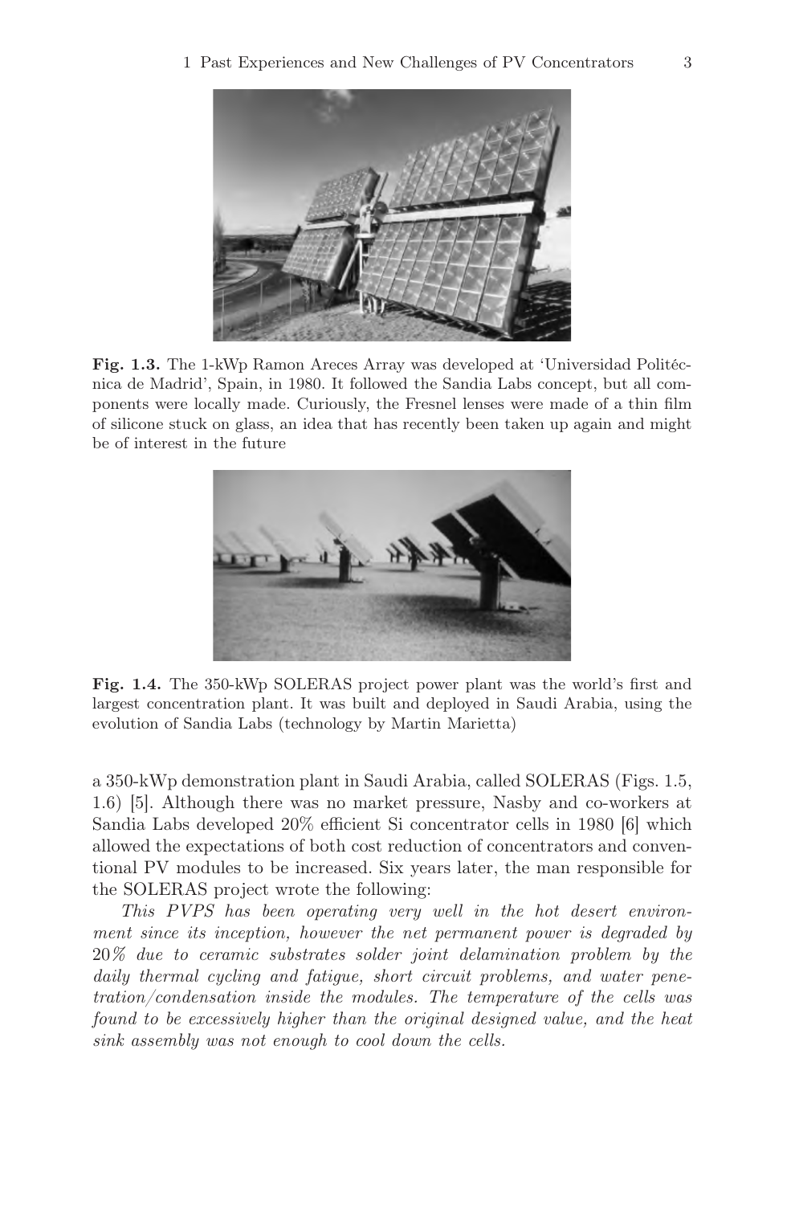**Fig. 1.3.** The 1-kWp Ramon Areces Array was developed at 'Universidad Politécnica de Madrid', Spain, in 1980. It followed the Sandia Labs concept, but all components were locally made. Curiously, the Fresnel lenses were made of a thin film of silicone stuck on glass, an idea that has recently been taken up again and might be of interest in the future

**Fig. 1.4.** The 350-kWp SOLERAS project power plant was the world's first and largest concentration plant. It was built and deployed in Saudi Arabia, using the evolution of Sandia Labs (technology by Martin Marietta)

a 350-kWp demonstration plant in Saudi Arabia, called SOLERAS (Figs. 1.5, 1.6) [5]. Although there was no market pressure, Nasby and co-workers at Sandia Labs developed 20% efficient Si concentrator cells in 1980 [6] which allowed the expectations of both cost reduction of concentrators and conventional PV modules to be increased. Six years later, the man responsible for the SOLERAS project wrote the following:

*This PVPS has been operating very well in the hot desert environment since its inception, however the net permanent power is degraded by 20% due to ceramic substrates solder joint delamination problem by the daily thermal cycling and fatigue, short circuit problems, and water penetration/condensation inside the modules. The temperature of the cells was found to be excessively higher than the original designed value, and the heat sink assembly was not enough to cool down the cells.*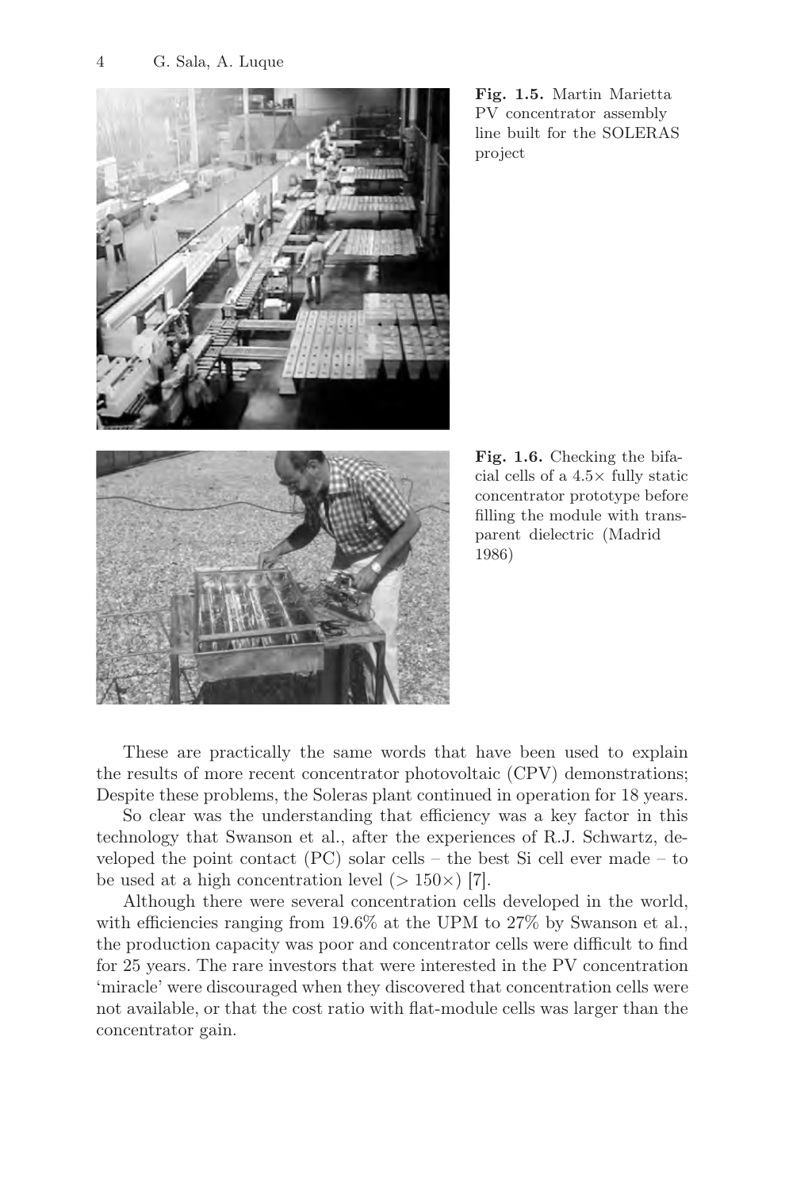Fig. 1.5. Martin Marietta PV concentrator assembly line built for the SOLERAS project

Fig. 1.6. Checking the bifacial cells of a 4.5× fully static concentrator prototype before filling the module with transparent dielectric (Madrid 1986)

These are practically the same words that have been used to explain the results of more recent concentrator photovoltaic (CPV) demonstrations; Despite these problems, the Soleras plant continued in operation for 18 years.

So clear was the understanding that efficiency was a key factor in this technology that Swanson et al., after the experiences of R.J. Schwartz, developed the point contact (PC) solar cells – the best Si cell ever made – to be used at a high concentration level (> 150×) [7].

Although there were several concentration cells developed in the world, with efficiencies ranging from 19.6% at the UPM to 27% by Swanson et al., the production capacity was poor and concentrator cells were difficult to find for 25 years. The rare investors that were interested in the PV concentration 'miracle' were discouraged when they discovered that concentration cells were not available, or that the cost ratio with flat-module cells was larger than the concentrator gain.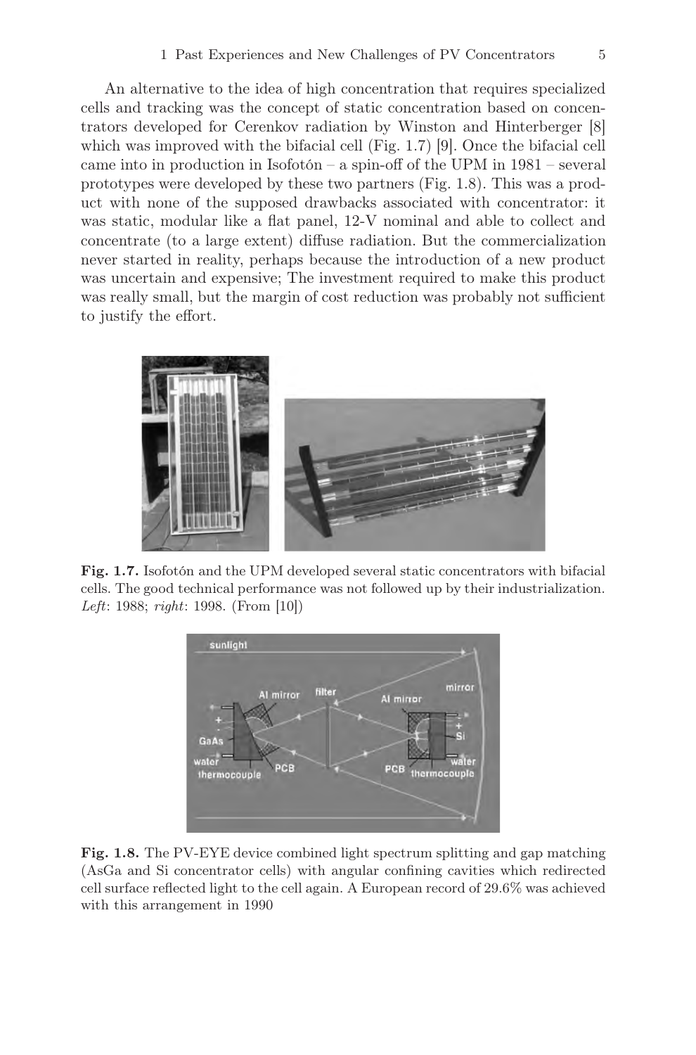An alternative to the idea of high concentration that requires specialized cells and tracking was the concept of static concentration based on concentrators developed for Cerenkov radiation by Winston and Hinterberger [8] which was improved with the bifacial cell (Fig. 1.7) [9]. Once the bifacial cell came into in production in Isofotón – a spin-off of the UPM in 1981 – several prototypes were developed by these two partners (Fig. 1.8). This was a product with none of the supposed drawbacks associated with concentrator: it was static, modular like a flat panel, 12-V nominal and able to collect and concentrate (to a large extent) diffuse radiation. But the commercialization never started in reality, perhaps because the introduction of a new product was uncertain and expensive; The investment required to make this product was really small, but the margin of cost reduction was probably not sufficient to justify the effort.

**Fig. 1.7.** Isofotón and the UPM developed several static concentrators with bifacial cells. The good technical performance was not followed up by their industrialization. *Left*: 1988; *right*: 1998. (From [10])

**Fig. 1.8.** The PV-EYE device combined light spectrum splitting and gap matching (AsGa and Si concentrator cells) with angular confining cavities which redirected cell surface reflected light to the cell again. A European record of 29.6% was achieved with this arrangement in 1990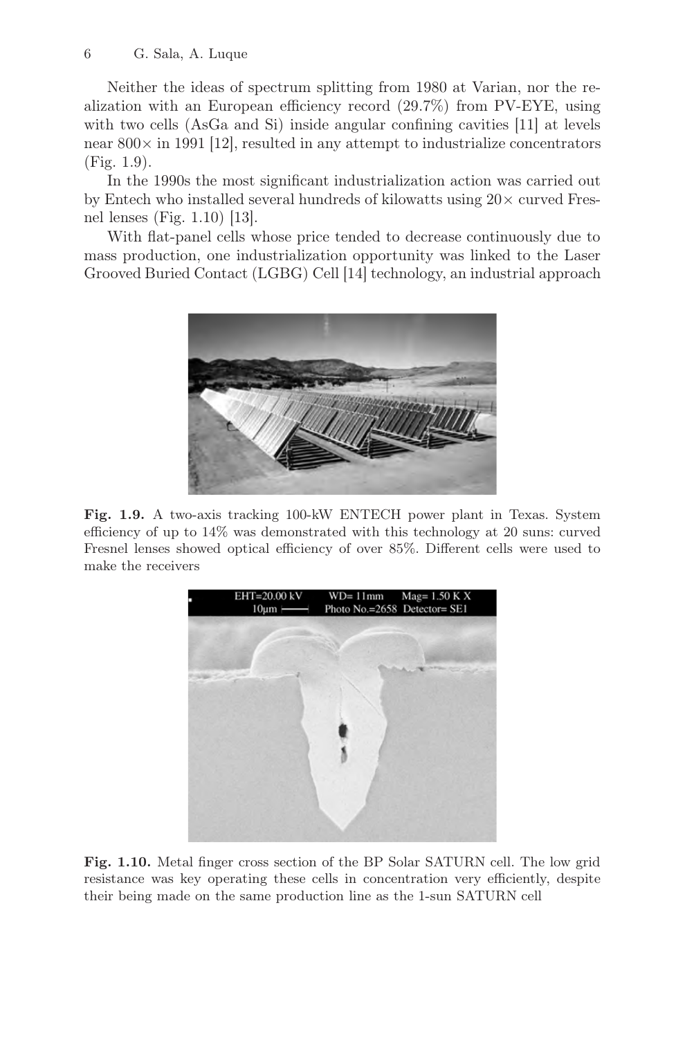Neither the ideas of spectrum splitting from 1980 at Varian, nor the realization with an European efficiency record (29.7%) from PV-EYE, using with two cells (AsGa and Si) inside angular confining cavities [11] at levels near 800× in 1991 [12], resulted in any attempt to industrialize concentrators (Fig. 1.9).

In the 1990s the most significant industrialization action was carried out by Entech who installed several hundreds of kilowatts using 20× curved Fresnel lenses (Fig. 1.10) [13].

With flat-panel cells whose price tended to decrease continuously due to mass production, one industrialization opportunity was linked to the Laser Grooved Buried Contact (LGBG) Cell [14] technology, an industrial approach

**Fig. 1.9.** A two-axis tracking 100-kW ENTECH power plant in Texas. System efficiency of up to 14% was demonstrated with this technology at 20 suns: curved Fresnel lenses showed optical efficiency of over 85%. Different cells were used to make the receivers

**Fig. 1.10.** Metal finger cross section of the BP Solar SATURN cell. The low grid resistance was key operating these cells in concentration very efficiently, despite their being made on the same production line as the 1-sun SATURN cell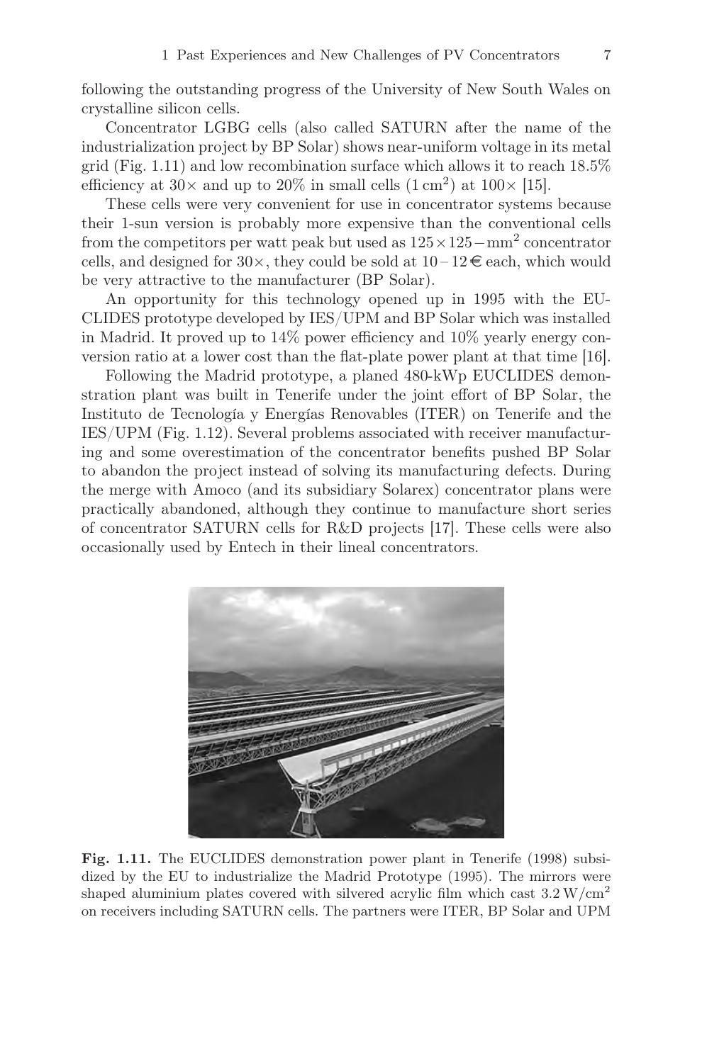following the outstanding progress of the University of New South Wales on crystalline silicon cells.

Concentrator LGBG cells (also called SATURN after the name of the industrialization project by BP Solar) shows near-uniform voltage in its metal grid (Fig. 1.11) and low recombination surface which allows it to reach 18.5% efficiency at 30× and up to 20% in small cells (1 $cm^2$) at 100× [15].

These cells were very convenient for use in concentrator systems because their 1-sun version is probably more expensive than the conventional cells from the competitors per watt peak but used as $125 \times 125 - mm^2$ concentrator cells, and designed for 30×, they could be sold at 10 – 12 € each, which would be very attractive to the manufacturer (BP Solar).

An opportunity for this technology opened up in 1995 with the EUCLIDES prototype developed by IES/UPM and BP Solar which was installed in Madrid. It proved up to 14% power efficiency and 10% yearly energy conversion ratio at a lower cost than the flat-plate power plant at that time [16].

Following the Madrid prototype, a planed 480-kWp EUCLIDES demonstration plant was built in Tenerife under the joint effort of BP Solar, the Instituto de Tecnología y Energías Renovables (ITER) on Tenerife and the IES/UPM (Fig. 1.12). Several problems associated with receiver manufacturing and some overestimation of the concentrator benefits pushed BP Solar to abandon the project instead of solving its manufacturing defects. During the merge with Amoco (and its subsidiary Solarex) concentrator plans were practically abandoned, although they continue to manufacture short series of concentrator SATURN cells for R&D projects [17]. These cells were also occasionally used by Entech in their lineal concentrators.

**Fig. 1.11.** The EUCLIDES demonstration power plant in Tenerife (1998) subsidized by the EU to industrialize the Madrid Prototype (1995). The mirrors were shaped aluminium plates covered with silvered acrylic film which cast 3.2 $W/cm^2$ on receivers including SATURN cells. The partners were ITER, BP Solar and UPM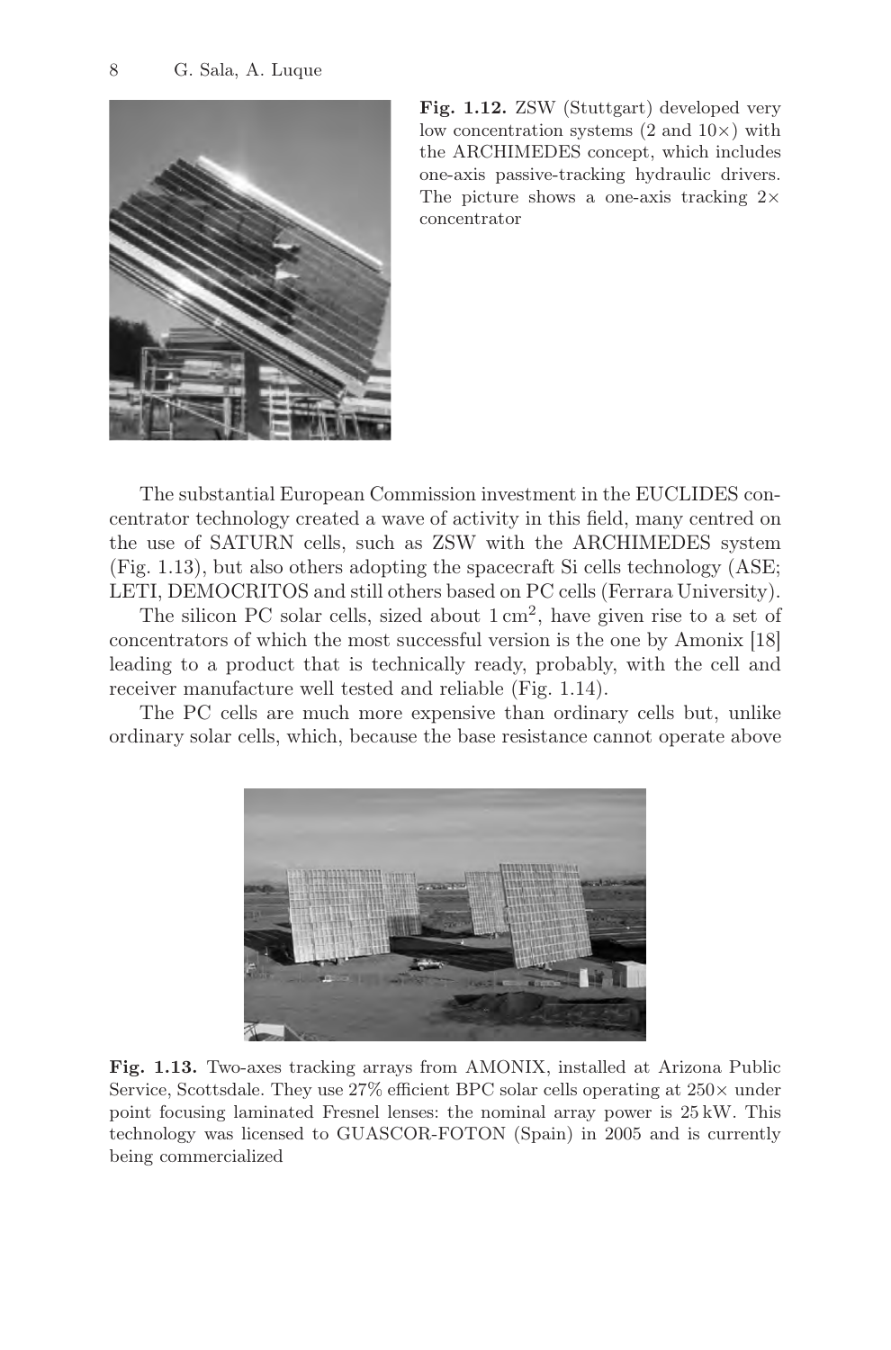**Fig. 1.12.** ZSW (Stuttgart) developed very low concentration systems (2 and 10×) with the ARCHIMEDES concept, which includes one-axis passive-tracking hydraulic drivers. The picture shows a one-axis tracking 2× concentrator

The substantial European Commission investment in the EUCLIDES concentrator technology created a wave of activity in this field, many centred on the use of SATURN cells, such as ZSW with the ARCHIMEDES system (Fig. 1.13), but also others adopting the spacecraft Si cells technology (ASE; LETI, DEMOCRITOS and still others based on PC cells (Ferrara University).

The silicon PC solar cells, sized about 1 $cm^2$, have given rise to a set of concentrators of which the most successful version is the one by Amonix [18] leading to a product that is technically ready, probably, with the cell and receiver manufacture well tested and reliable (Fig. 1.14).

The PC cells are much more expensive than ordinary cells but, unlike ordinary solar cells, which, because the base resistance cannot operate above

**Fig. 1.13.** Two-axes tracking arrays from AMONIX, installed at Arizona Public Service, Scottsdale. They use 27% efficient BPC solar cells operating at 250× under point focusing laminated Fresnel lenses: the nominal array power is 25 kW. This technology was licensed to GUASCOR-FOTON (Spain) in 2005 and is currently being commercialized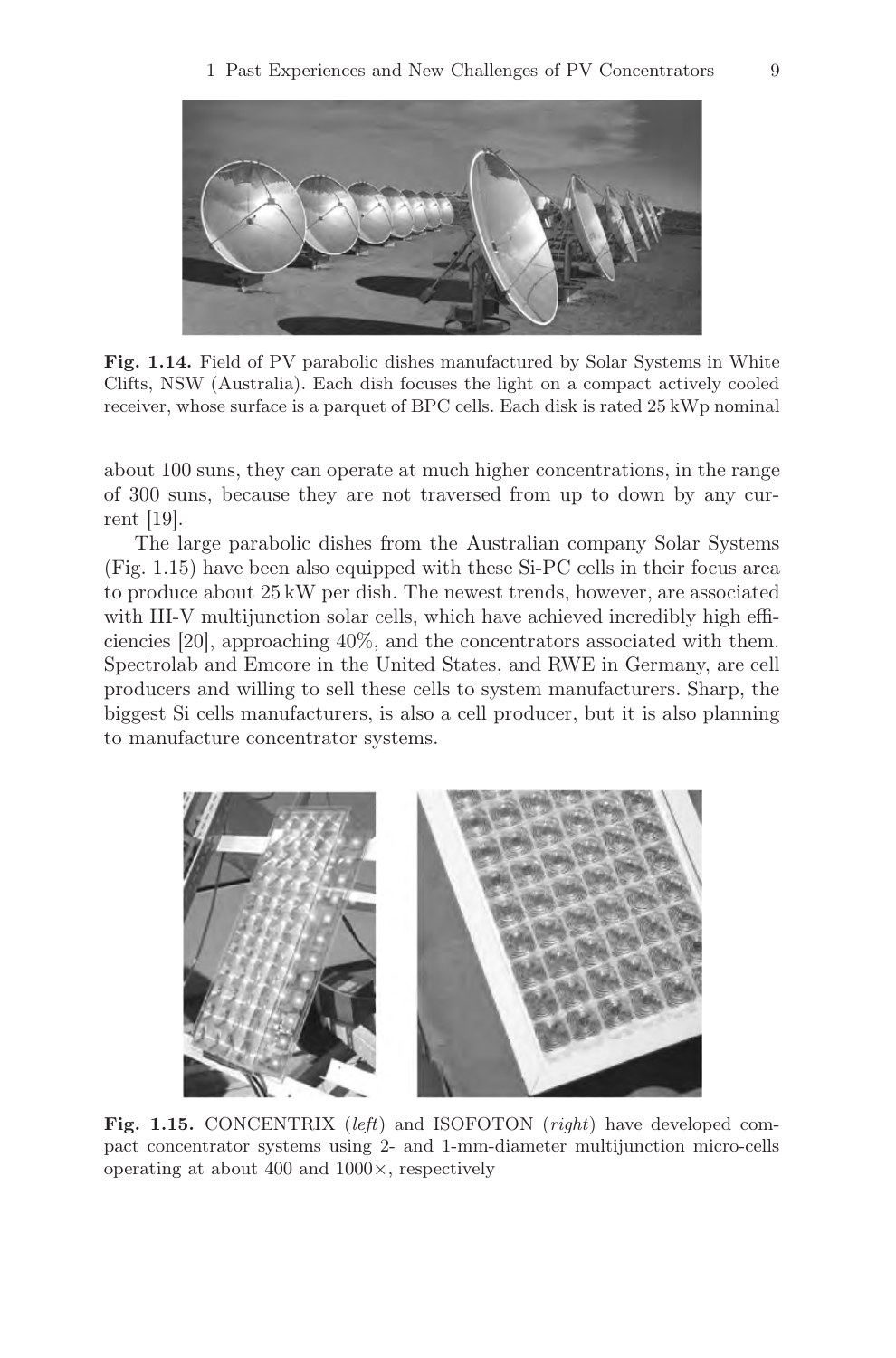**Fig. 1.14.** Field of PV parabolic dishes manufactured by Solar Systems in White Clifts, NSW (Australia). Each dish focuses the light on a compact actively cooled receiver, whose surface is a parquet of BPC cells. Each disk is rated 25 kWp nominal

about 100 suns, they can operate at much higher concentrations, in the range of 300 suns, because they are not traversed from up to down by any current [19].

The large parabolic dishes from the Australian company Solar Systems (Fig. 1.15) have been also equipped with these Si-PC cells in their focus area to produce about 25 kW per dish. The newest trends, however, are associated with III-V multijunction solar cells, which have achieved incredibly high efficiencies [20], approaching 40%, and the concentrators associated with them. Spectrolab and Emcore in the United States, and RWE in Germany, are cell producers and willing to sell these cells to system manufacturers. Sharp, the biggest Si cells manufacturers, is also a cell producer, but it is also planning to manufacture concentrator systems.

**Fig. 1.15.** CONCENTRIX (*left*) and ISOFOTON (*right*) have developed compact concentrator systems using 2- and 1-mm-diameter multijunction micro-cells operating at about 400 and 1000×, respectively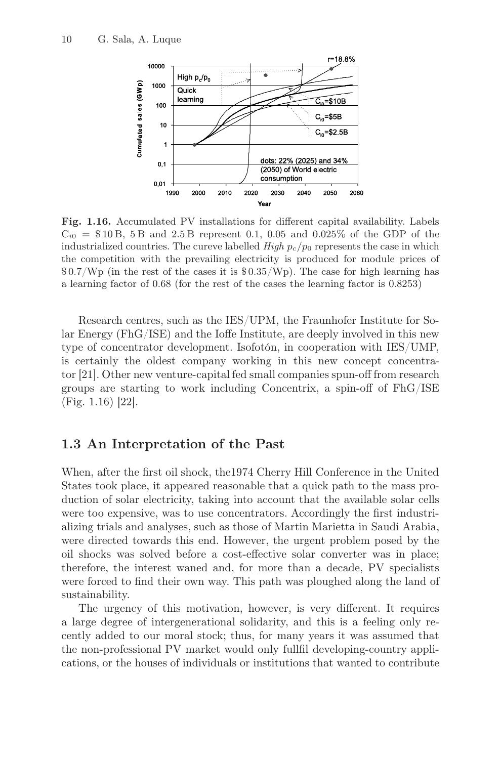**Fig. 1.16.** Accumulated PV installations for different capital availability. Labels $C_{i0}$ = \$ 10 B, 5 B and 2.5 B represent 0.1, 0.05 and 0.025% of the GDP of the industrialized countries. The cureve labelled *High* $p_c/p_0$ represents the case in which the competition with the prevailing electricity is produced for module prices of \$ 0.7/Wp (in the rest of the cases it is \$ 0.35/Wp). The case for high learning has a learning factor of 0.68 (for the rest of the cases the learning factor is 0.8253)

Research centres, such as the IES/UPM, the Fraunhofer Institute for Solar Energy (FhG/ISE) and the Ioffe Institute, are deeply involved in this new type of concentrator development. Isofotón, in cooperation with IES/UMP, is certainly the oldest company working in this new concept concentrator [21]. Other new venture-capital fed small companies spun-off from research groups are starting to work including Concentrix, a spin-off of FhG/ISE (Fig. 1.16) [22].

## 1.3 An Interpretation of the Past

When, after the first oil shock, the1974 Cherry Hill Conference in the United States took place, it appeared reasonable that a quick path to the mass production of solar electricity, taking into account that the available solar cells were too expensive, was to use concentrators. Accordingly the first industrializing trials and analyses, such as those of Martin Marietta in Saudi Arabia, were directed towards this end. However, the urgent problem posed by the oil shocks was solved before a cost-effective solar converter was in place; therefore, the interest waned and, for more than a decade, PV specialists were forced to find their own way. This path was ploughed along the land of sustainability.

The urgency of this motivation, however, is very different. It requires a large degree of intergenerational solidarity, and this is a feeling only recently added to our moral stock; thus, for many years it was assumed that the non-professional PV market would only fullfil developing-country applications, or the houses of individuals or institutions that wanted to contribute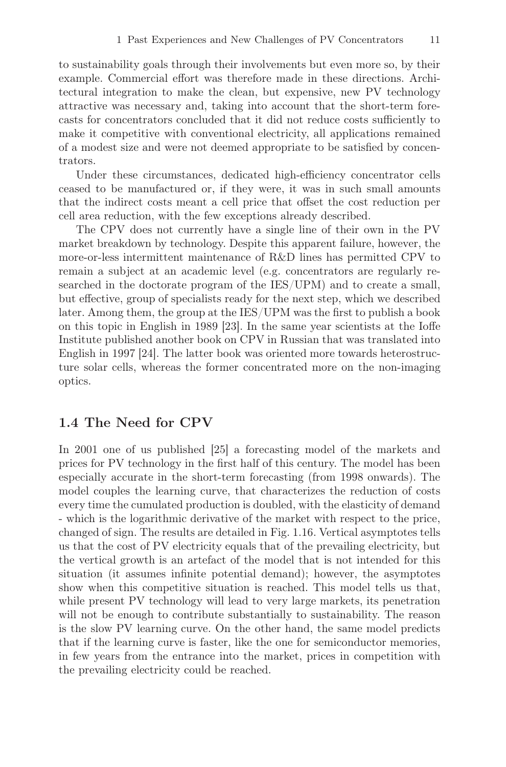to sustainability goals through their involvements but even more so, by their example. Commercial effort was therefore made in these directions. Architectural integration to make the clean, but expensive, new PV technology attractive was necessary and, taking into account that the short-term forecasts for concentrators concluded that it did not reduce costs sufficiently to make it competitive with conventional electricity, all applications remained of a modest size and were not deemed appropriate to be satisfied by concentrators.

Under these circumstances, dedicated high-efficiency concentrator cells ceased to be manufactured or, if they were, it was in such small amounts that the indirect costs meant a cell price that offset the cost reduction per cell area reduction, with the few exceptions already described.

The CPV does not currently have a single line of their own in the PV market breakdown by technology. Despite this apparent failure, however, the more-or-less intermittent maintenance of R&D lines has permitted CPV to remain a subject at an academic level (e.g. concentrators are regularly researched in the doctorate program of the IES/UPM) and to create a small, but effective, group of specialists ready for the next step, which we described later. Among them, the group at the IES/UPM was the first to publish a book on this topic in English in 1989 [23]. In the same year scientists at the Ioffe Institute published another book on CPV in Russian that was translated into English in 1997 [24]. The latter book was oriented more towards heterostructure solar cells, whereas the former concentrated more on the non-imaging optics.

## 1.4 The Need for CPV

In 2001 one of us published [25] a forecasting model of the markets and prices for PV technology in the first half of this century. The model has been especially accurate in the short-term forecasting (from 1998 onwards). The model couples the learning curve, that characterizes the reduction of costs every time the cumulated production is doubled, with the elasticity of demand - which is the logarithmic derivative of the market with respect to the price, changed of sign. The results are detailed in Fig. 1.16. Vertical asymptotes tells us that the cost of PV electricity equals that of the prevailing electricity, but the vertical growth is an artefact of the model that is not intended for this situation (it assumes infinite potential demand); however, the asymptotes show when this competitive situation is reached. This model tells us that, while present PV technology will lead to very large markets, its penetration will not be enough to contribute substantially to sustainability. The reason is the slow PV learning curve. On the other hand, the same model predicts that if the learning curve is faster, like the one for semiconductor memories, in few years from the entrance into the market, prices in competition with the prevailing electricity could be reached.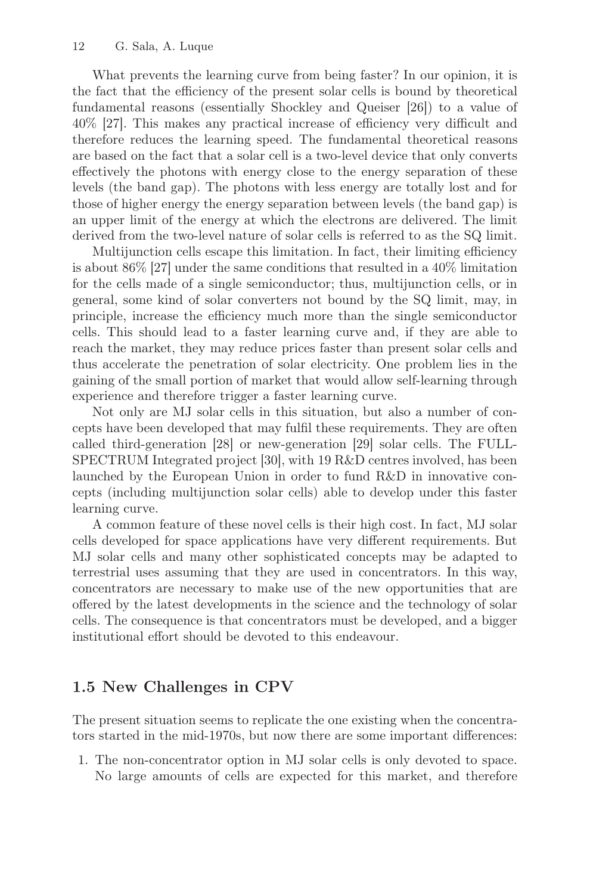What prevents the learning curve from being faster? In our opinion, it is the fact that the efficiency of the present solar cells is bound by theoretical fundamental reasons (essentially Shockley and Queiser [26]) to a value of 40% [27]. This makes any practical increase of efficiency very difficult and therefore reduces the learning speed. The fundamental theoretical reasons are based on the fact that a solar cell is a two-level device that only converts effectively the photons with energy close to the energy separation of these levels (the band gap). The photons with less energy are totally lost and for those of higher energy the energy separation between levels (the band gap) is an upper limit of the energy at which the electrons are delivered. The limit derived from the two-level nature of solar cells is referred to as the SQ limit.

Multijunction cells escape this limitation. In fact, their limiting efficiency is about 86% [27] under the same conditions that resulted in a 40% limitation for the cells made of a single semiconductor; thus, multijunction cells, or in general, some kind of solar converters not bound by the SQ limit, may, in principle, increase the efficiency much more than the single semiconductor cells. This should lead to a faster learning curve and, if they are able to reach the market, they may reduce prices faster than present solar cells and thus accelerate the penetration of solar electricity. One problem lies in the gaining of the small portion of market that would allow self-learning through experience and therefore trigger a faster learning curve.

Not only are MJ solar cells in this situation, but also a number of concepts have been developed that may fulfil these requirements. They are often called third-generation [28] or new-generation [29] solar cells. The FULLSPECTRUM Integrated project [30], with 19 R&D centres involved, has been launched by the European Union in order to fund R&D in innovative concepts (including multijunction solar cells) able to develop under this faster learning curve.

A common feature of these novel cells is their high cost. In fact, MJ solar cells developed for space applications have very different requirements. But MJ solar cells and many other sophisticated concepts may be adapted to terrestrial uses assuming that they are used in concentrators. In this way, concentrators are necessary to make use of the new opportunities that are offered by the latest developments in the science and the technology of solar cells. The consequence is that concentrators must be developed, and a bigger institutional effort should be devoted to this endeavour.

## 1.5 New Challenges in CPV

The present situation seems to replicate the one existing when the concentrators started in the mid-1970s, but now there are some important differences:

1. The non-concentrator option in MJ solar cells is only devoted to space. No large amounts of cells are expected for this market, and therefore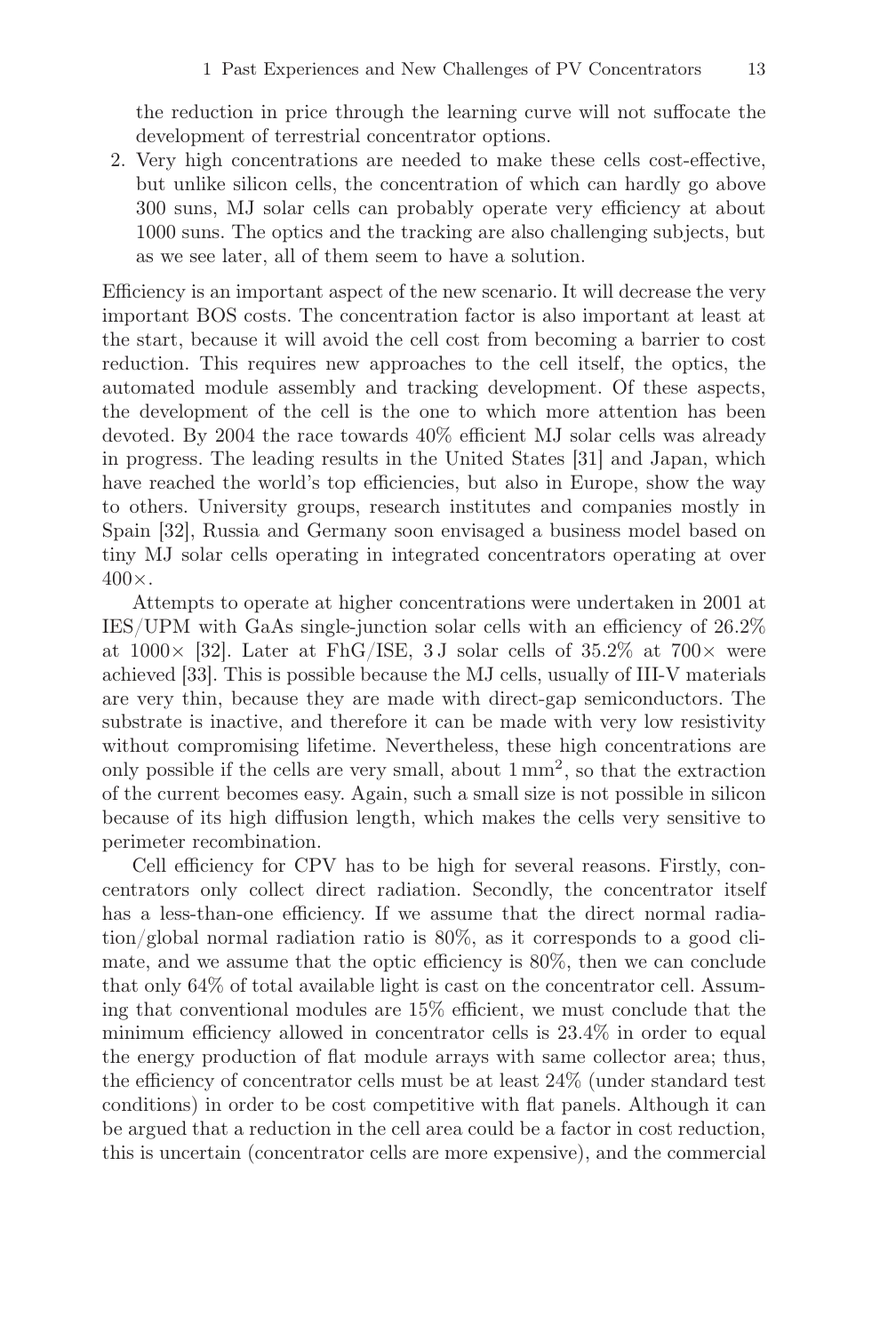the reduction in price through the learning curve will not suffocate the development of terrestrial concentrator options.

2. Very high concentrations are needed to make these cells cost-effective, but unlike silicon cells, the concentration of which can hardly go above 300 suns, MJ solar cells can probably operate very efficiency at about 1000 suns. The optics and the tracking are also challenging subjects, but as we see later, all of them seem to have a solution.

Efficiency is an important aspect of the new scenario. It will decrease the very important BOS costs. The concentration factor is also important at least at the start, because it will avoid the cell cost from becoming a barrier to cost reduction. This requires new approaches to the cell itself, the optics, the automated module assembly and tracking development. Of these aspects, the development of the cell is the one to which more attention has been devoted. By 2004 the race towards 40% efficient MJ solar cells was already in progress. The leading results in the United States [31] and Japan, which have reached the world's top efficiencies, but also in Europe, show the way to others. University groups, research institutes and companies mostly in Spain [32], Russia and Germany soon envisaged a business model based on tiny MJ solar cells operating in integrated concentrators operating at over 400×.

Attempts to operate at higher concentrations were undertaken in 2001 at IES/UPM with GaAs single-junction solar cells with an efficiency of 26.2% at 1000× [32]. Later at FhG/ISE, 3 J solar cells of 35.2% at 700× were achieved [33]. This is possible because the MJ cells, usually of III-V materials are very thin, because they are made with direct-gap semiconductors. The substrate is inactive, and therefore it can be made with very low resistivity without compromising lifetime. Nevertheless, these high concentrations are only possible if the cells are very small, about 1 $mm^2$, so that the extraction of the current becomes easy. Again, such a small size is not possible in silicon because of its high diffusion length, which makes the cells very sensitive to perimeter recombination.

Cell efficiency for CPV has to be high for several reasons. Firstly, concentrators only collect direct radiation. Secondly, the concentrator itself has a less-than-one efficiency. If we assume that the direct normal radiation/global normal radiation ratio is 80%, as it corresponds to a good climate, and we assume that the optic efficiency is 80%, then we can conclude that only 64% of total available light is cast on the concentrator cell. Assuming that conventional modules are 15% efficient, we must conclude that the minimum efficiency allowed in concentrator cells is 23.4% in order to equal the energy production of flat module arrays with same collector area; thus, the efficiency of concentrator cells must be at least 24% (under standard test conditions) in order to be cost competitive with flat panels. Although it can be argued that a reduction in the cell area could be a factor in cost reduction, this is uncertain (concentrator cells are more expensive), and the commercial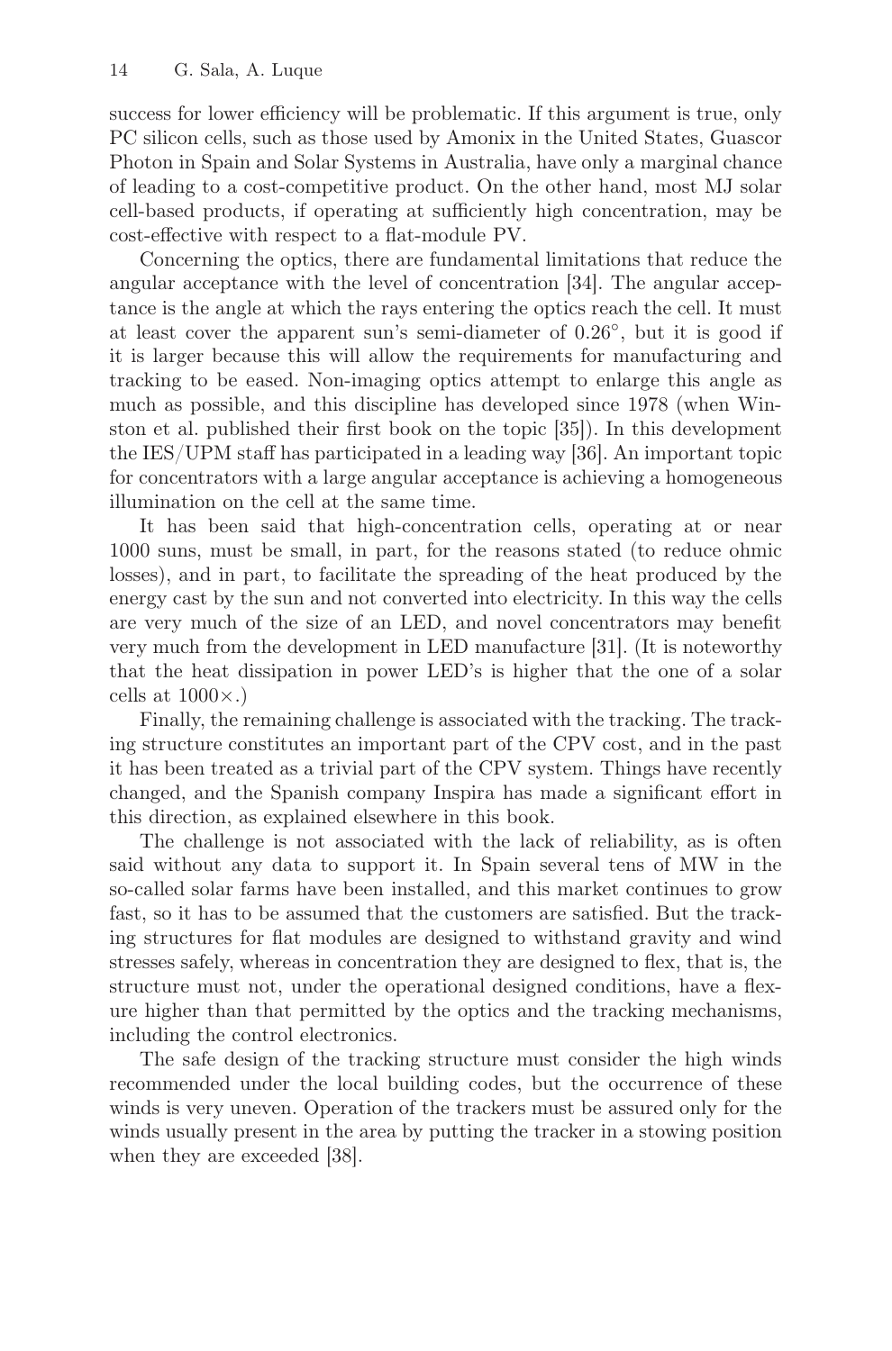success for lower efficiency will be problematic. If this argument is true, only PC silicon cells, such as those used by Amonix in the United States, Guascor Photon in Spain and Solar Systems in Australia, have only a marginal chance of leading to a cost-competitive product. On the other hand, most MJ solar cell-based products, if operating at sufficiently high concentration, may be cost-effective with respect to a flat-module PV.

Concerning the optics, there are fundamental limitations that reduce the angular acceptance with the level of concentration [34]. The angular acceptance is the angle at which the rays entering the optics reach the cell. It must at least cover the apparent sun's semi-diameter of $0.26°$, but it is good if it is larger because this will allow the requirements for manufacturing and tracking to be eased. Non-imaging optics attempt to enlarge this angle as much as possible, and this discipline has developed since 1978 (when Winston et al. published their first book on the topic [35]). In this development the IES/UPM staff has participated in a leading way [36]. An important topic for concentrators with a large angular acceptance is achieving a homogeneous illumination on the cell at the same time.

It has been said that high-concentration cells, operating at or near 1000 suns, must be small, in part, for the reasons stated (to reduce ohmic losses), and in part, to facilitate the spreading of the heat produced by the energy cast by the sun and not converted into electricity. In this way the cells are very much of the size of an LED, and novel concentrators may benefit very much from the development in LED manufacture [31]. (It is noteworthy that the heat dissipation in power LED's is higher that the one of a solar cells at $1000\times$.)

Finally, the remaining challenge is associated with the tracking. The tracking structure constitutes an important part of the CPV cost, and in the past it has been treated as a trivial part of the CPV system. Things have recently changed, and the Spanish company Inspira has made a significant effort in this direction, as explained elsewhere in this book.

The challenge is not associated with the lack of reliability, as is often said without any data to support it. In Spain several tens of MW in the so-called solar farms have been installed, and this market continues to grow fast, so it has to be assumed that the customers are satisfied. But the tracking structures for flat modules are designed to withstand gravity and wind stresses safely, whereas in concentration they are designed to flex, that is, the structure must not, under the operational designed conditions, have a flexure higher than that permitted by the optics and the tracking mechanisms, including the control electronics.

The safe design of the tracking structure must consider the high winds recommended under the local building codes, but the occurrence of these winds is very uneven. Operation of the trackers must be assured only for the winds usually present in the area by putting the tracker in a stowing position when they are exceeded [38].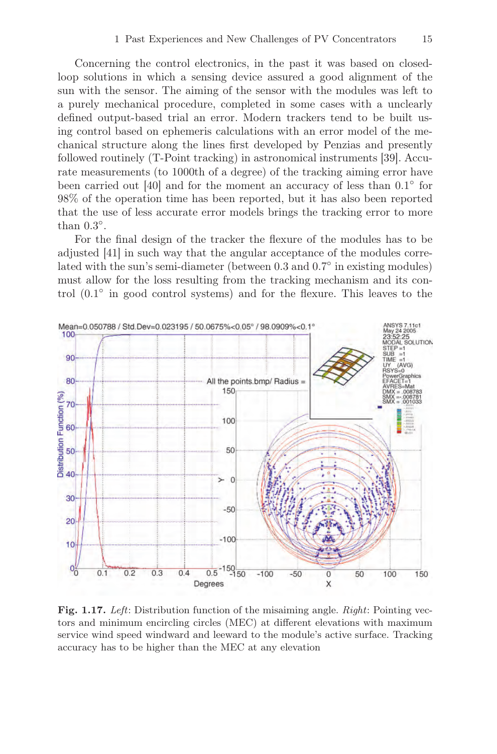Concerning the control electronics, in the past it was based on closed-loop solutions in which a sensing device assured a good alignment of the sun with the sensor. The aiming of the sensor with the modules was left to a purely mechanical procedure, completed in some cases with a unclearly defined output-based trial an error. Modern trackers tend to be built using control based on ephemeris calculations with an error model of the mechanical structure along the lines first developed by Penzias and presently followed routinely (T-Point tracking) in astronomical instruments [39]. Accurate measurements (to 1000th of a degree) of the tracking aiming error have been carried out [40] and for the moment an accuracy of less than 0.1° for 98% of the operation time has been reported, but it has also been reported that the use of less accurate error models brings the tracking error to more than 0.3°.

For the final design of the tracker the flexure of the modules has to be adjusted [41] in such way that the angular acceptance of the modules correlated with the sun's semi-diameter (between 0.3 and 0.7° in existing modules) must allow for the loss resulting from the tracking mechanism and its control (0.1° in good control systems) and for the flexure. This leaves to the

**Fig. 1.17.** *Left*: Distribution function of the misaiming angle. *Right*: Pointing vectors and minimum encircling circles (MEC) at different elevations with maximum service wind speed windward and leeward to the module's active surface. Tracking accuracy has to be higher than the MEC at any elevation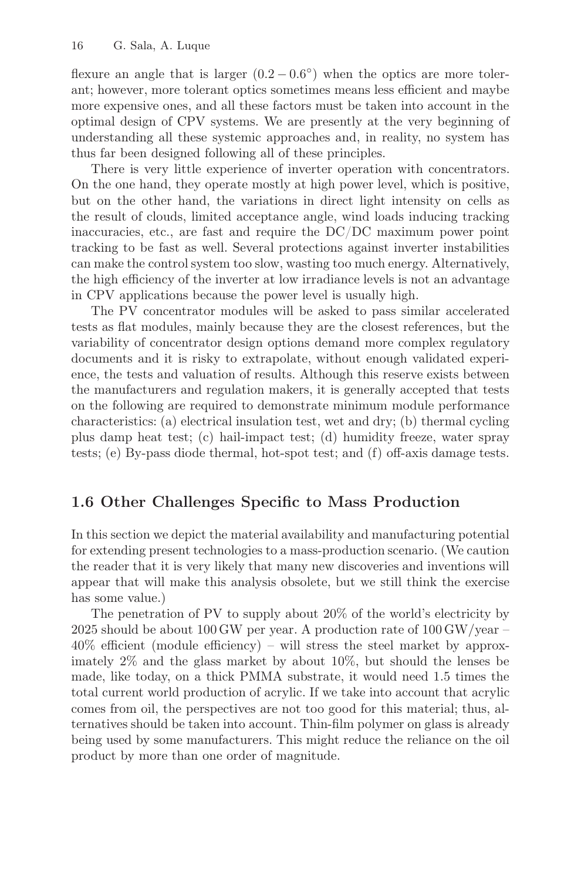flexure an angle that is larger ($0.2 - 0.6°$) when the optics are more tolerant; however, more tolerant optics sometimes means less efficient and maybe more expensive ones, and all these factors must be taken into account in the optimal design of CPV systems. We are presently at the very beginning of understanding all these systemic approaches and, in reality, no system has thus far been designed following all of these principles.

There is very little experience of inverter operation with concentrators. On the one hand, they operate mostly at high power level, which is positive, but on the other hand, the variations in direct light intensity on cells as the result of clouds, limited acceptance angle, wind loads inducing tracking inaccuracies, etc., are fast and require the DC/DC maximum power point tracking to be fast as well. Several protections against inverter instabilities can make the control system too slow, wasting too much energy. Alternatively, the high efficiency of the inverter at low irradiance levels is not an advantage in CPV applications because the power level is usually high.

The PV concentrator modules will be asked to pass similar accelerated tests as flat modules, mainly because they are the closest references, but the variability of concentrator design options demand more complex regulatory documents and it is risky to extrapolate, without enough validated experience, the tests and valuation of results. Although this reserve exists between the manufacturers and regulation makers, it is generally accepted that tests on the following are required to demonstrate minimum module performance characteristics: (a) electrical insulation test, wet and dry; (b) thermal cycling plus damp heat test; (c) hail-impact test; (d) humidity freeze, water spray tests; (e) By-pass diode thermal, hot-spot test; and (f) off-axis damage tests.

## 1.6 Other Challenges Specific to Mass Production

In this section we depict the material availability and manufacturing potential for extending present technologies to a mass-production scenario. (We caution the reader that it is very likely that many new discoveries and inventions will appear that will make this analysis obsolete, but we still think the exercise has some value.)

The penetration of PV to supply about 20% of the world's electricity by 2025 should be about 100 GW per year. A production rate of 100 GW/year – 40% efficient (module efficiency) – will stress the steel market by approximately 2% and the glass market by about 10%, but should the lenses be made, like today, on a thick PMMA substrate, it would need 1.5 times the total current world production of acrylic. If we take into account that acrylic comes from oil, the perspectives are not too good for this material; thus, alternatives should be taken into account. Thin-film polymer on glass is already being used by some manufacturers. This might reduce the reliance on the oil product by more than one order of magnitude.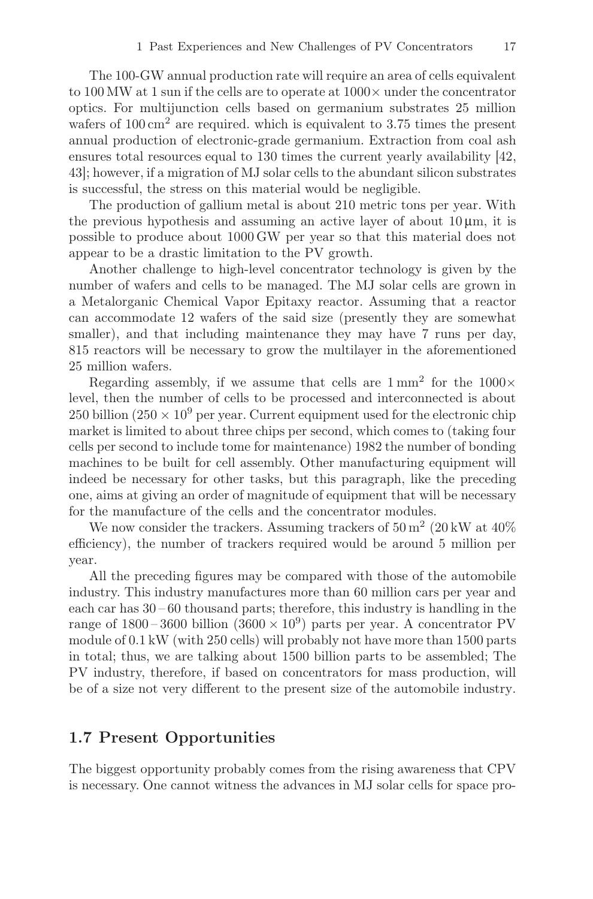The 100-GW annual production rate will require an area of cells equivalent to 100 MW at 1 sun if the cells are to operate at $1000\times$ under the concentrator optics. For multijunction cells based on germanium substrates 25 million wafers of $100\,\text{cm}^2$ are required. which is equivalent to 3.75 times the present annual production of electronic-grade germanium. Extraction from coal ash ensures total resources equal to 130 times the current yearly availability [42, 43]; however, if a migration of MJ solar cells to the abundant silicon substrates is successful, the stress on this material would be negligible.

The production of gallium metal is about 210 metric tons per year. With the previous hypothesis and assuming an active layer of about $10\,\mu\text{m}$, it is possible to produce about 1000 GW per year so that this material does not appear to be a drastic limitation to the PV growth.

Another challenge to high-level concentrator technology is given by the number of wafers and cells to be managed. The MJ solar cells are grown in a Metalorganic Chemical Vapor Epitaxy reactor. Assuming that a reactor can accommodate 12 wafers of the said size (presently they are somewhat smaller), and that including maintenance they may have 7 runs per day, 815 reactors will be necessary to grow the multilayer in the aforementioned 25 million wafers.

Regarding assembly, if we assume that cells are $1\,\text{mm}^2$ for the $1000\times$ level, then the number of cells to be processed and interconnected is about 250 billion ($250 \times 10^9$ per year. Current equipment used for the electronic chip market is limited to about three chips per second, which comes to (taking four cells per second to include tome for maintenance) 1982 the number of bonding machines to be built for cell assembly. Other manufacturing equipment will indeed be necessary for other tasks, but this paragraph, like the preceding one, aims at giving an order of magnitude of equipment that will be necessary for the manufacture of the cells and the concentrator modules.

We now consider the trackers. Assuming trackers of $50\,\text{m}^2$ (20 kW at 40% efficiency), the number of trackers required would be around 5 million per year.

All the preceding figures may be compared with those of the automobile industry. This industry manufactures more than 60 million cars per year and each car has 30 – 60 thousand parts; therefore, this industry is handling in the range of 1800 – 3600 billion ($3600 \times 10^9$) parts per year. A concentrator PV module of 0.1 kW (with 250 cells) will probably not have more than 1500 parts in total; thus, we are talking about 1500 billion parts to be assembled; The PV industry, therefore, if based on concentrators for mass production, will be of a size not very different to the present size of the automobile industry.

## 1.7 Present Opportunities

The biggest opportunity probably comes from the rising awareness that CPV is necessary. One cannot witness the advances in MJ solar cells for space pro-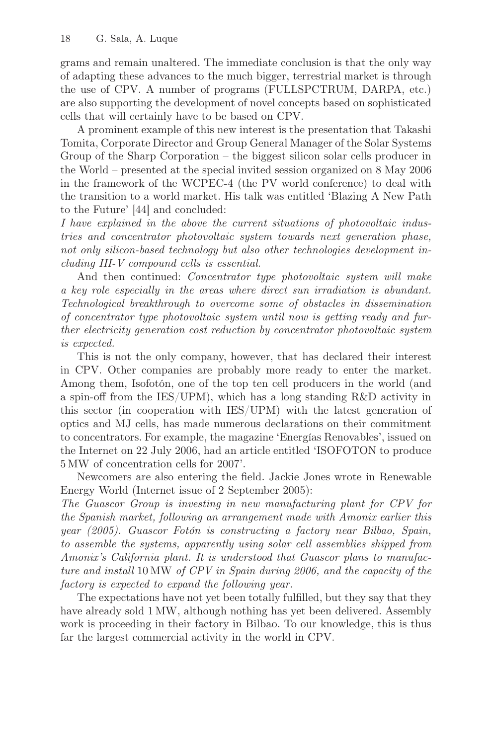grams and remain unaltered. The immediate conclusion is that the only way of adapting these advances to the much bigger, terrestrial market is through the use of CPV. A number of programs (FULLSPCTRUM, DARPA, etc.) are also supporting the development of novel concepts based on sophisticated cells that will certainly have to be based on CPV.

A prominent example of this new interest is the presentation that Takashi Tomita, Corporate Director and Group General Manager of the Solar Systems Group of the Sharp Corporation – the biggest silicon solar cells producer in the World – presented at the special invited session organized on 8 May 2006 in the framework of the WCPEC-4 (the PV world conference) to deal with the transition to a world market. His talk was entitled 'Blazing A New Path to the Future' [44] and concluded:

*I have explained in the above the current situations of photovoltaic industries and concentrator photovoltaic system towards next generation phase, not only silicon-based technology but also other technologies development including III-V compound cells is essential.*

And then continued: *Concentrator type photovoltaic system will make a key role especially in the areas where direct sun irradiation is abundant. Technological breakthrough to overcome some of obstacles in dissemination of concentrator type photovoltaic system until now is getting ready and further electricity generation cost reduction by concentrator photovoltaic system is expected.*

This is not the only company, however, that has declared their interest in CPV. Other companies are probably more ready to enter the market. Among them, Isofotón, one of the top ten cell producers in the world (and a spin-off from the IES/UPM), which has a long standing R&D activity in this sector (in cooperation with IES/UPM) with the latest generation of optics and MJ cells, has made numerous declarations on their commitment to concentrators. For example, the magazine 'Energías Renovables', issued on the Internet on 22 July 2006, had an article entitled 'ISOFOTON to produce 5 MW of concentration cells for 2007'.

Newcomers are also entering the field. Jackie Jones wrote in Renewable Energy World (Internet issue of 2 September 2005):

*The Guascor Group is investing in new manufacturing plant for CPV for the Spanish market, following an arrangement made with Amonix earlier this year (2005). Guascor Fotón is constructing a factory near Bilbao, Spain, to assemble the systems, apparently using solar cell assemblies shipped from Amonix's California plant. It is understood that Guascor plans to manufacture and install* 10 MW *of CPV in Spain during 2006, and the capacity of the factory is expected to expand the following year.*

The expectations have not yet been totally fulfilled, but they say that they have already sold 1 MW, although nothing has yet been delivered. Assembly work is proceeding in their factory in Bilbao. To our knowledge, this is thus far the largest commercial activity in the world in CPV.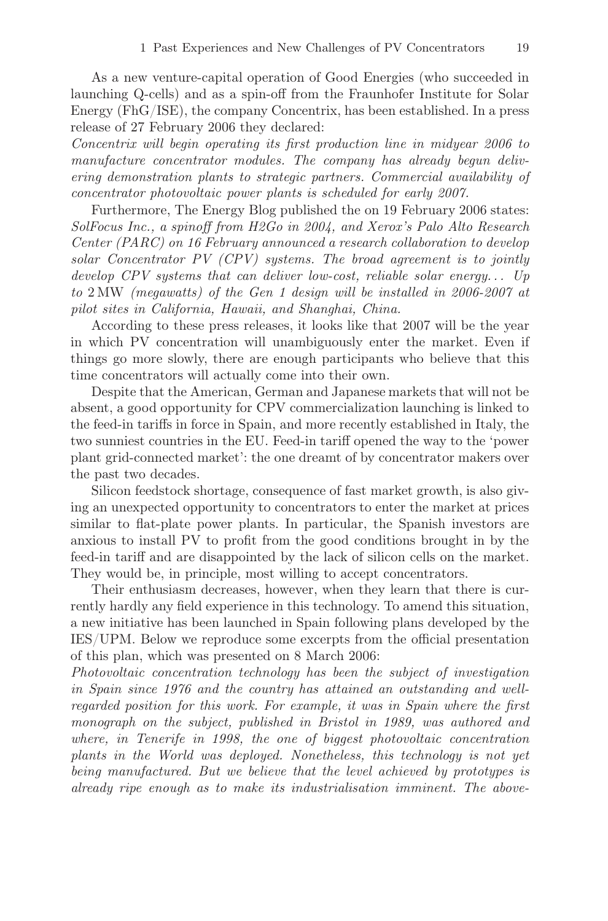As a new venture-capital operation of Good Energies (who succeeded in launching Q-cells) and as a spin-off from the Fraunhofer Institute for Solar Energy (FhG/ISE), the company Concentrix, has been established. In a press release of 27 February 2006 they declared:

*Concentrix will begin operating its first production line in midyear 2006 to manufacture concentrator modules. The company has already begun delivering demonstration plants to strategic partners. Commercial availability of concentrator photovoltaic power plants is scheduled for early 2007.*

Furthermore, The Energy Blog published the on 19 February 2006 states: *SolFocus Inc., a spinoff from H2Go in 2004, and Xerox's Palo Alto Research Center (PARC) on 16 February announced a research collaboration to develop solar Concentrator PV (CPV) systems. The broad agreement is to jointly develop CPV systems that can deliver low-cost, reliable solar energy... Up to* 2 MW *(megawatts) of the Gen 1 design will be installed in 2006-2007 at pilot sites in California, Hawaii, and Shanghai, China.*

According to these press releases, it looks like that 2007 will be the year in which PV concentration will unambiguously enter the market. Even if things go more slowly, there are enough participants who believe that this time concentrators will actually come into their own.

Despite that the American, German and Japanese markets that will not be absent, a good opportunity for CPV commercialization launching is linked to the feed-in tariffs in force in Spain, and more recently established in Italy, the two sunniest countries in the EU. Feed-in tariff opened the way to the 'power plant grid-connected market': the one dreamt of by concentrator makers over the past two decades.

Silicon feedstock shortage, consequence of fast market growth, is also giving an unexpected opportunity to concentrators to enter the market at prices similar to flat-plate power plants. In particular, the Spanish investors are anxious to install PV to profit from the good conditions brought in by the feed-in tariff and are disappointed by the lack of silicon cells on the market. They would be, in principle, most willing to accept concentrators.

Their enthusiasm decreases, however, when they learn that there is currently hardly any field experience in this technology. To amend this situation, a new initiative has been launched in Spain following plans developed by the IES/UPM. Below we reproduce some excerpts from the official presentation of this plan, which was presented on 8 March 2006:

*Photovoltaic concentration technology has been the subject of investigation in Spain since 1976 and the country has attained an outstanding and well-regarded position for this work. For example, it was in Spain where the first monograph on the subject, published in Bristol in 1989, was authored and where, in Tenerife in 1998, the one of biggest photovoltaic concentration plants in the World was deployed. Nonetheless, this technology is not yet being manufactured. But we believe that the level achieved by prototypes is already ripe enough as to make its industrialisation imminent. The above-*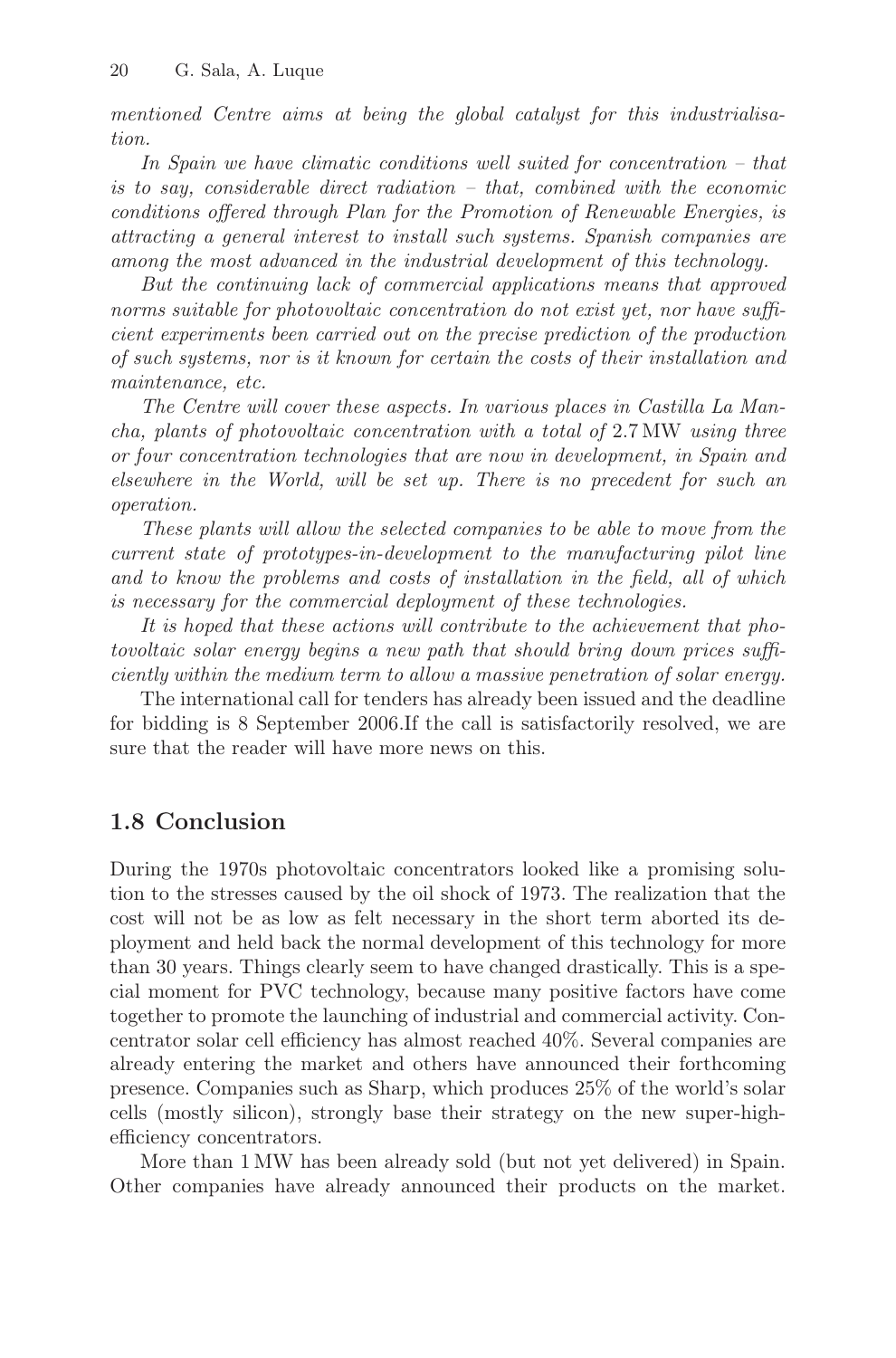*mentioned Centre aims at being the global catalyst for this industrialisation.*

*In Spain we have climatic conditions well suited for concentration – that is to say, considerable direct radiation – that, combined with the economic conditions offered through Plan for the Promotion of Renewable Energies, is attracting a general interest to install such systems. Spanish companies are among the most advanced in the industrial development of this technology.*

*But the continuing lack of commercial applications means that approved norms suitable for photovoltaic concentration do not exist yet, nor have sufficient experiments been carried out on the precise prediction of the production of such systems, nor is it known for certain the costs of their installation and maintenance, etc.*

*The Centre will cover these aspects. In various places in Castilla La Mancha, plants of photovoltaic concentration with a total of* 2.7 MW *using three or four concentration technologies that are now in development, in Spain and elsewhere in the World, will be set up. There is no precedent for such an operation.*

*These plants will allow the selected companies to be able to move from the current state of prototypes-in-development to the manufacturing pilot line and to know the problems and costs of installation in the field, all of which is necessary for the commercial deployment of these technologies.*

*It is hoped that these actions will contribute to the achievement that photovoltaic solar energy begins a new path that should bring down prices sufficiently within the medium term to allow a massive penetration of solar energy.*

The international call for tenders has already been issued and the deadline for bidding is 8 September 2006.If the call is satisfactorily resolved, we are sure that the reader will have more news on this.

## 1.8 Conclusion

During the 1970s photovoltaic concentrators looked like a promising solution to the stresses caused by the oil shock of 1973. The realization that the cost will not be as low as felt necessary in the short term aborted its deployment and held back the normal development of this technology for more than 30 years. Things clearly seem to have changed drastically. This is a special moment for PVC technology, because many positive factors have come together to promote the launching of industrial and commercial activity. Concentrator solar cell efficiency has almost reached 40%. Several companies are already entering the market and others have announced their forthcoming presence. Companies such as Sharp, which produces 25% of the world's solar cells (mostly silicon), strongly base their strategy on the new super-high-efficiency concentrators.

More than 1 MW has been already sold (but not yet delivered) in Spain. Other companies have already announced their products on the market.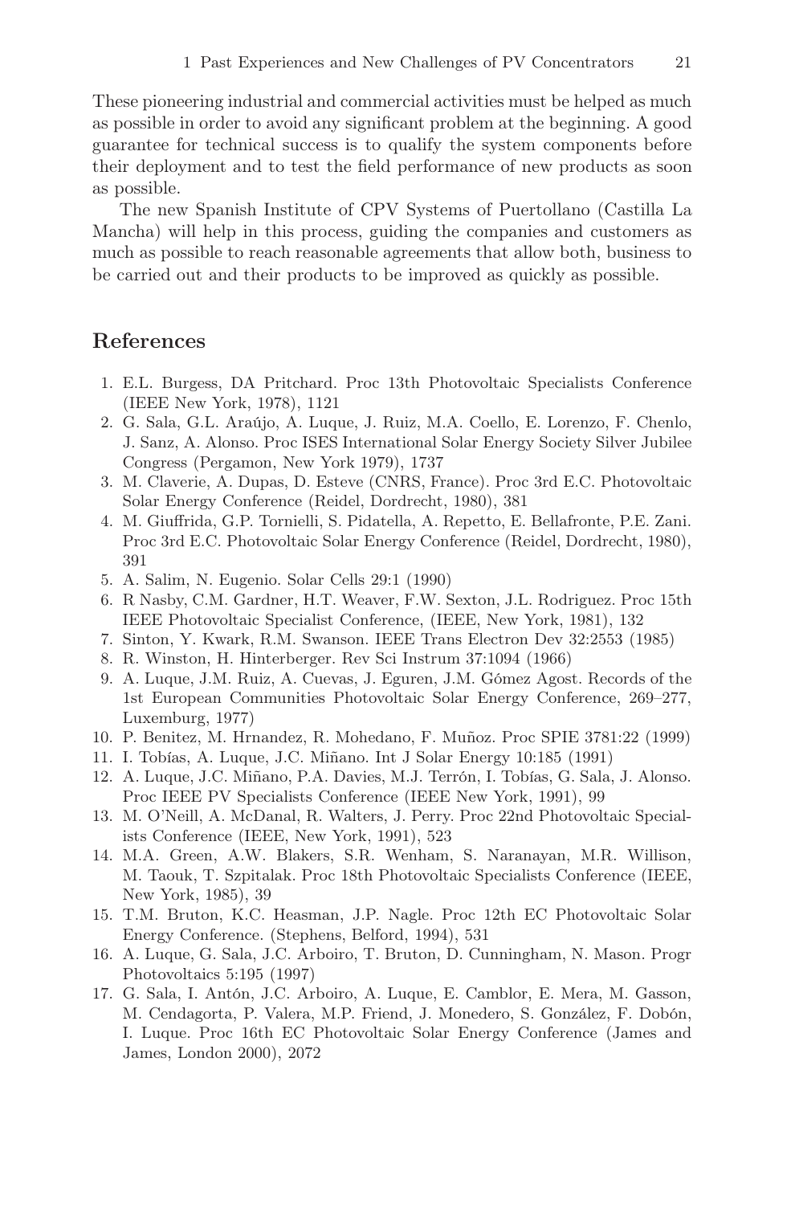These pioneering industrial and commercial activities must be helped as much as possible in order to avoid any significant problem at the beginning. A good guarantee for technical success is to qualify the system components before their deployment and to test the field performance of new products as soon as possible.

The new Spanish Institute of CPV Systems of Puertollano (Castilla La Mancha) will help in this process, guiding the companies and customers as much as possible to reach reasonable agreements that allow both, business to be carried out and their products to be improved as quickly as possible.

## References

1. E.L. Burgess, DA Pritchard. Proc 13th Photovoltaic Specialists Conference (IEEE New York, 1978), 1121
2. G. Sala, G.L. Araújo, A. Luque, J. Ruiz, M.A. Coello, E. Lorenzo, F. Chenlo, J. Sanz, A. Alonso. Proc ISES International Solar Energy Society Silver Jubilee Congress (Pergamon, New York 1979), 1737
3. M. Claverie, A. Dupas, D. Esteve (CNRS, France). Proc 3rd E.C. Photovoltaic Solar Energy Conference (Reidel, Dordrecht, 1980), 381
4. M. Giuffrida, G.P. Tornielli, S. Pidatella, A. Repetto, E. Bellafronte, P.E. Zani. Proc 3rd E.C. Photovoltaic Solar Energy Conference (Reidel, Dordrecht, 1980), 391
5. A. Salim, N. Eugenio. Solar Cells 29:1 (1990)
6. R Nasby, C.M. Gardner, H.T. Weaver, F.W. Sexton, J.L. Rodriguez. Proc 15th IEEE Photovoltaic Specialist Conference, (IEEE, New York, 1981), 132
7. Sinton, Y. Kwark, R.M. Swanson. IEEE Trans Electron Dev 32:2553 (1985)
8. R. Winston, H. Hinterberger. Rev Sci Instrum 37:1094 (1966)
9. A. Luque, J.M. Ruiz, A. Cuevas, J. Eguren, J.M. Gómez Agost. Records of the 1st European Communities Photovoltaic Solar Energy Conference, 269–277, Luxemburg, 1977)
10. P. Benitez, M. Hrnandez, R. Mohedano, F. Muñoz. Proc SPIE 3781:22 (1999)
11. I. Tobías, A. Luque, J.C. Miñano. Int J Solar Energy 10:185 (1991)
12. A. Luque, J.C. Miñano, P.A. Davies, M.J. Terrón, I. Tobías, G. Sala, J. Alonso. Proc IEEE PV Specialists Conference (IEEE New York, 1991), 99
13. M. O'Neill, A. McDanal, R. Walters, J. Perry. Proc 22nd Photovoltaic Specialists Conference (IEEE, New York, 1991), 523
14. M.A. Green, A.W. Blakers, S.R. Wenham, S. Naranayan, M.R. Willison, M. Taouk, T. Szpitalak. Proc 18th Photovoltaic Specialists Conference (IEEE, New York, 1985), 39
15. T.M. Bruton, K.C. Heasman, J.P. Nagle. Proc 12th EC Photovoltaic Solar Energy Conference. (Stephens, Belford, 1994), 531
16. A. Luque, G. Sala, J.C. Arboiro, T. Bruton, D. Cunningham, N. Mason. Progr Photovoltaics 5:195 (1997)
17. G. Sala, I. Antón, J.C. Arboiro, A. Luque, E. Camblor, E. Mera, M. Gasson, M. Cendagorta, P. Valera, M.P. Friend, J. Monedero, S. González, F. Dobón, I. Luque. Proc 16th EC Photovoltaic Solar Energy Conference (James and James, London 2000), 2072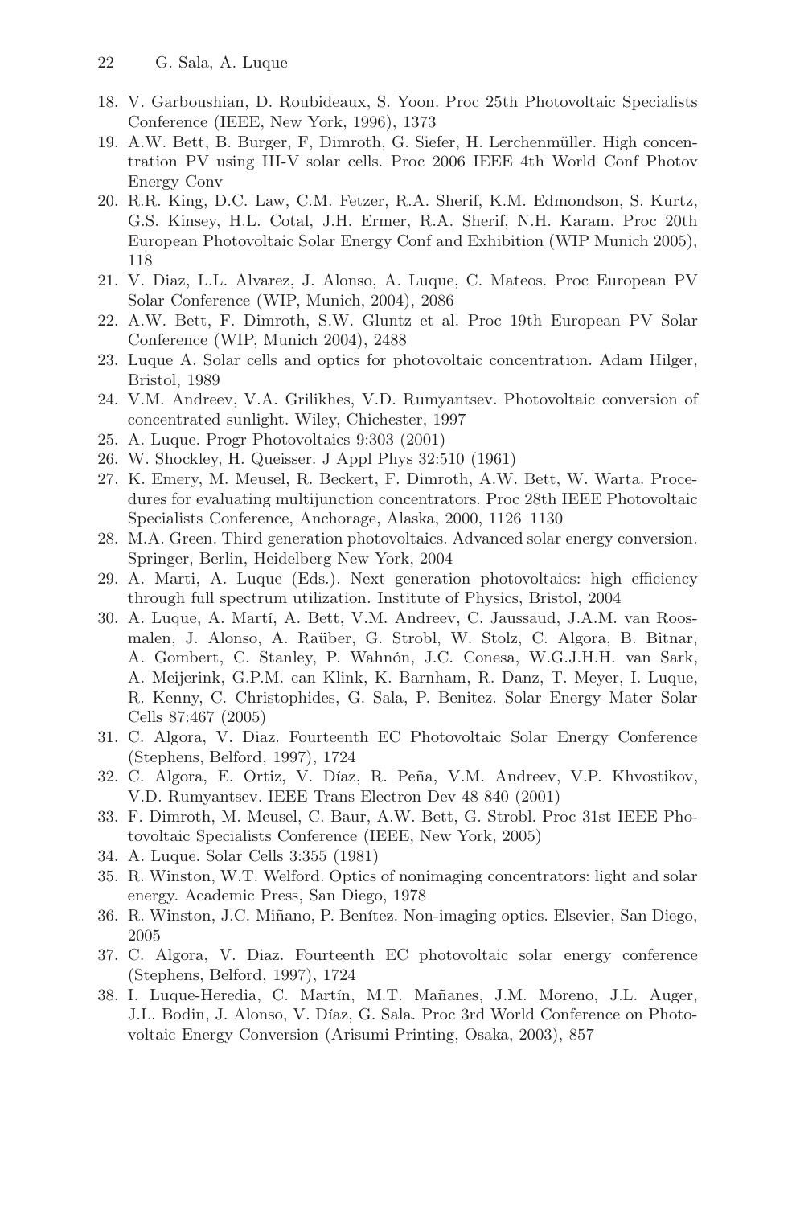18. V. Garboushian, D. Roubideaux, S. Yoon. Proc 25th Photovoltaic Specialists Conference (IEEE, New York, 1996), 1373
19. A.W. Bett, B. Burger, F, Dimroth, G. Siefer, H. Lerchenmüller. High concentration PV using III-V solar cells. Proc 2006 IEEE 4th World Conf Photov Energy Conv
20. R.R. King, D.C. Law, C.M. Fetzer, R.A. Sherif, K.M. Edmondson, S. Kurtz, G.S. Kinsey, H.L. Cotal, J.H. Ermer, R.A. Sherif, N.H. Karam. Proc 20th European Photovoltaic Solar Energy Conf and Exhibition (WIP Munich 2005), 118
21. V. Diaz, L.L. Alvarez, J. Alonso, A. Luque, C. Mateos. Proc European PV Solar Conference (WIP, Munich, 2004), 2086
22. A.W. Bett, F. Dimroth, S.W. Gluntz et al. Proc 19th European PV Solar Conference (WIP, Munich 2004), 2488
23. Luque A. Solar cells and optics for photovoltaic concentration. Adam Hilger, Bristol, 1989
24. V.M. Andreev, V.A. Grilikhes, V.D. Rumyantsev. Photovoltaic conversion of concentrated sunlight. Wiley, Chichester, 1997
25. A. Luque. Progr Photovoltaics 9:303 (2001)
26. W. Shockley, H. Queisser. J Appl Phys 32:510 (1961)
27. K. Emery, M. Meusel, R. Beckert, F. Dimroth, A.W. Bett, W. Warta. Procedures for evaluating multijunction concentrators. Proc 28th IEEE Photovoltaic Specialists Conference, Anchorage, Alaska, 2000, 1126–1130
28. M.A. Green. Third generation photovoltaics. Advanced solar energy conversion. Springer, Berlin, Heidelberg New York, 2004
29. A. Marti, A. Luque (Eds.). Next generation photovoltaics: high efficiency through full spectrum utilization. Institute of Physics, Bristol, 2004
30. A. Luque, A. Martí, A. Bett, V.M. Andreev, C. Jaussaud, J.A.M. van Roosmalen, J. Alonso, A. Raüber, G. Strobl, W. Stolz, C. Algora, B. Bitnar, A. Gombert, C. Stanley, P. Wahnón, J.C. Conesa, W.G.J.H.H. van Sark, A. Meijerink, G.P.M. can Klink, K. Barnham, R. Danz, T. Meyer, I. Luque, R. Kenny, C. Christophides, G. Sala, P. Benitez. Solar Energy Mater Solar Cells 87:467 (2005)
31. C. Algora, V. Diaz. Fourteenth EC Photovoltaic Solar Energy Conference (Stephens, Belford, 1997), 1724
32. C. Algora, E. Ortiz, V. Díaz, R. Peña, V.M. Andreev, V.P. Khvostikov, V.D. Rumyantsev. IEEE Trans Electron Dev 48 840 (2001)
33. F. Dimroth, M. Meusel, C. Baur, A.W. Bett, G. Strobl. Proc 31st IEEE Photovoltaic Specialists Conference (IEEE, New York, 2005)
34. A. Luque. Solar Cells 3:355 (1981)
35. R. Winston, W.T. Welford. Optics of nonimaging concentrators: light and solar energy. Academic Press, San Diego, 1978
36. R. Winston, J.C. Miñano, P. Benítez. Non-imaging optics. Elsevier, San Diego, 2005
37. C. Algora, V. Diaz. Fourteenth EC photovoltaic solar energy conference (Stephens, Belford, 1997), 1724
38. I. Luque-Heredia, C. Martín, M.T. Mañanes, J.M. Moreno, J.L. Auger, J.L. Bodin, J. Alonso, V. Díaz, G. Sala. Proc 3rd World Conference on Photovoltaic Energy Conversion (Arisumi Printing, Osaka, 2003), 857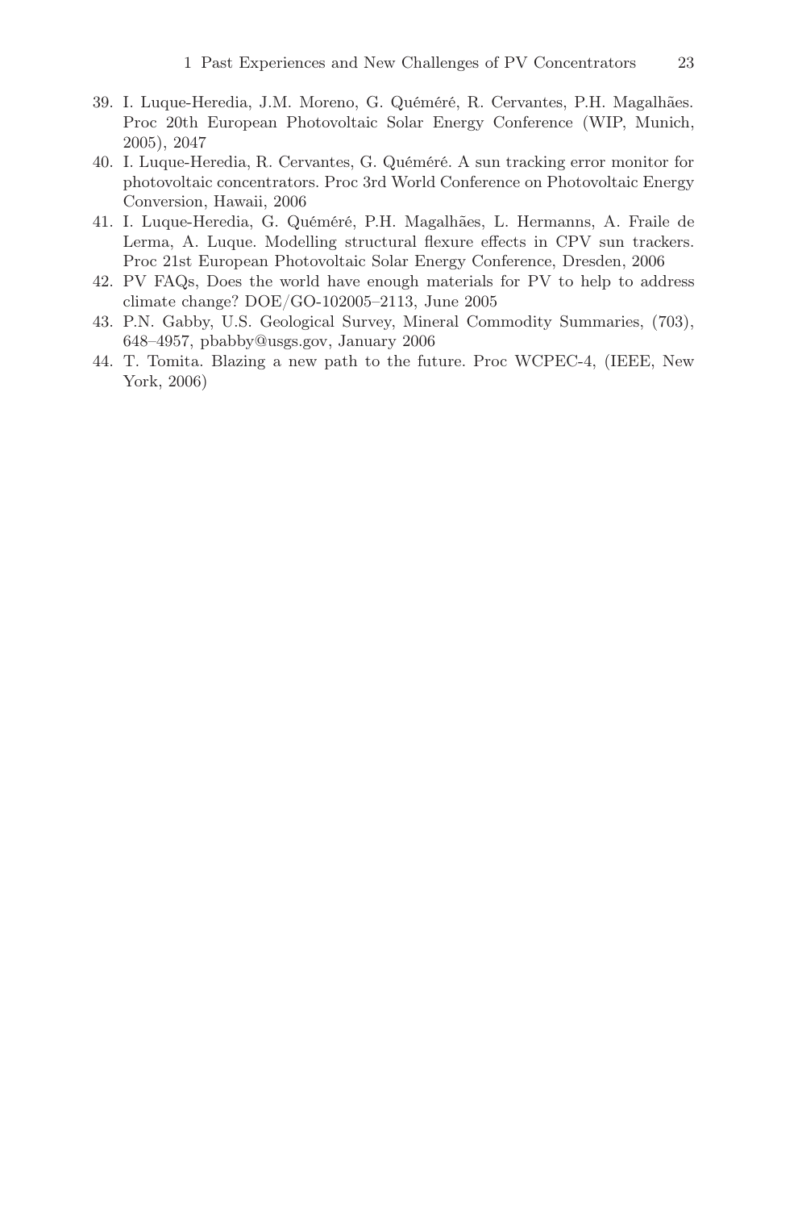39. I. Luque-Heredia, J.M. Moreno, G. Quéméré, R. Cervantes, P.H. Magalhães. Proc 20th European Photovoltaic Solar Energy Conference (WIP, Munich, 2005), 2047
40. I. Luque-Heredia, R. Cervantes, G. Quéméré. A sun tracking error monitor for photovoltaic concentrators. Proc 3rd World Conference on Photovoltaic Energy Conversion, Hawaii, 2006
41. I. Luque-Heredia, G. Quéméré, P.H. Magalhães, L. Hermanns, A. Fraile de Lerma, A. Luque. Modelling structural flexure effects in CPV sun trackers. Proc 21st European Photovoltaic Solar Energy Conference, Dresden, 2006
42. PV FAQs, Does the world have enough materials for PV to help to address climate change? DOE/GO-102005–2113, June 2005
43. P.N. Gabby, U.S. Geological Survey, Mineral Commodity Summaries, (703), 648–4957, pbabby@usgs.gov, January 2006
44. T. Tomita. Blazing a new path to the future. Proc WCPEC-4, (IEEE, New York, 2006)